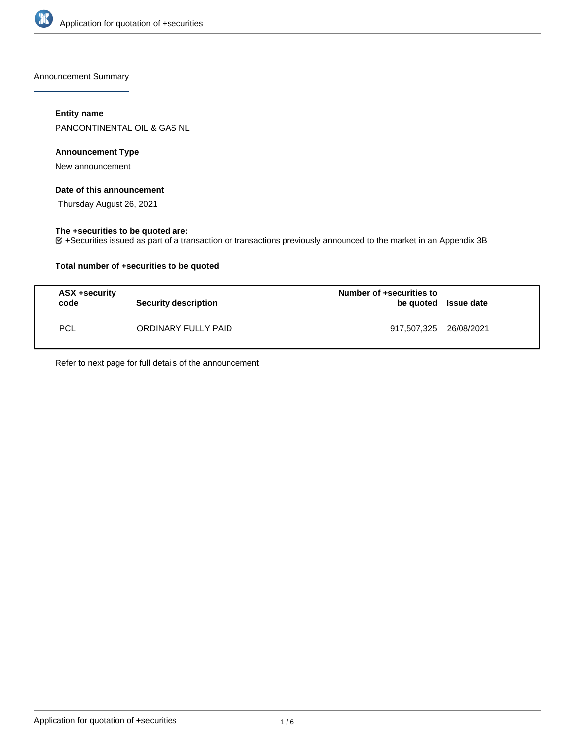Announcement Summary

#### Entity name

PANCONTINENTAL OIL & GAS NL

#### Announcement Type

New announcement

#### Date of this announcement

Thursday August 26, 2021

#### The +securities to be quoted are:

+Securities issued as part of a transaction or transactions previously announced to the market in an Appendix 3B

#### Total number of +securities to be quoted

| ASX +security code | Security description | Number of +securities to be quoted | Issue date |
|---|---|---|---|
| PCL | ORDINARY FULLY PAID | 917,507,325 | 26/08/2021 |

Refer to next page for full details of the announcement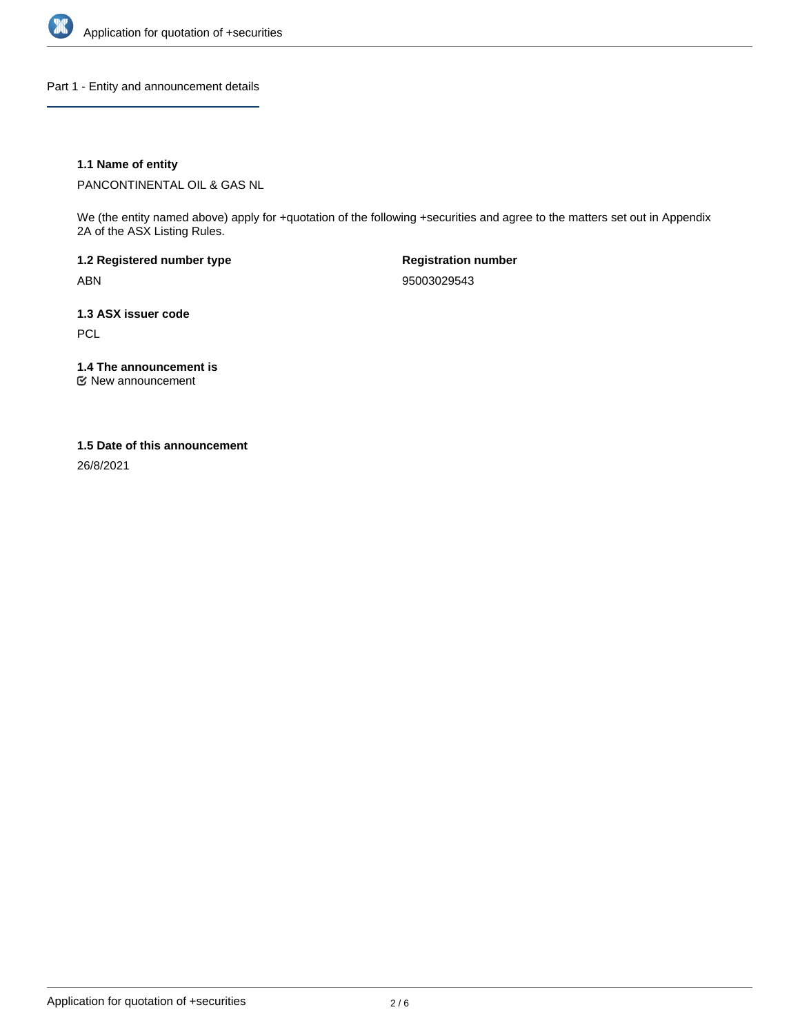## Part 1 - Entity and announcement details

### 1.1 Name of entity

PANCONTINENTAL OIL & GAS NL

We (the entity named above) apply for +quotation of the following +securities and agree to the matters set out in Appendix 2A of the ASX Listing Rules.

**1.2 Registered number type**

ABN

**Registration number**

95003029543

### 1.3 ASX issuer code

PCL

### 1.4 The announcement is

☑ New announcement

### 1.5 Date of this announcement

26/8/2021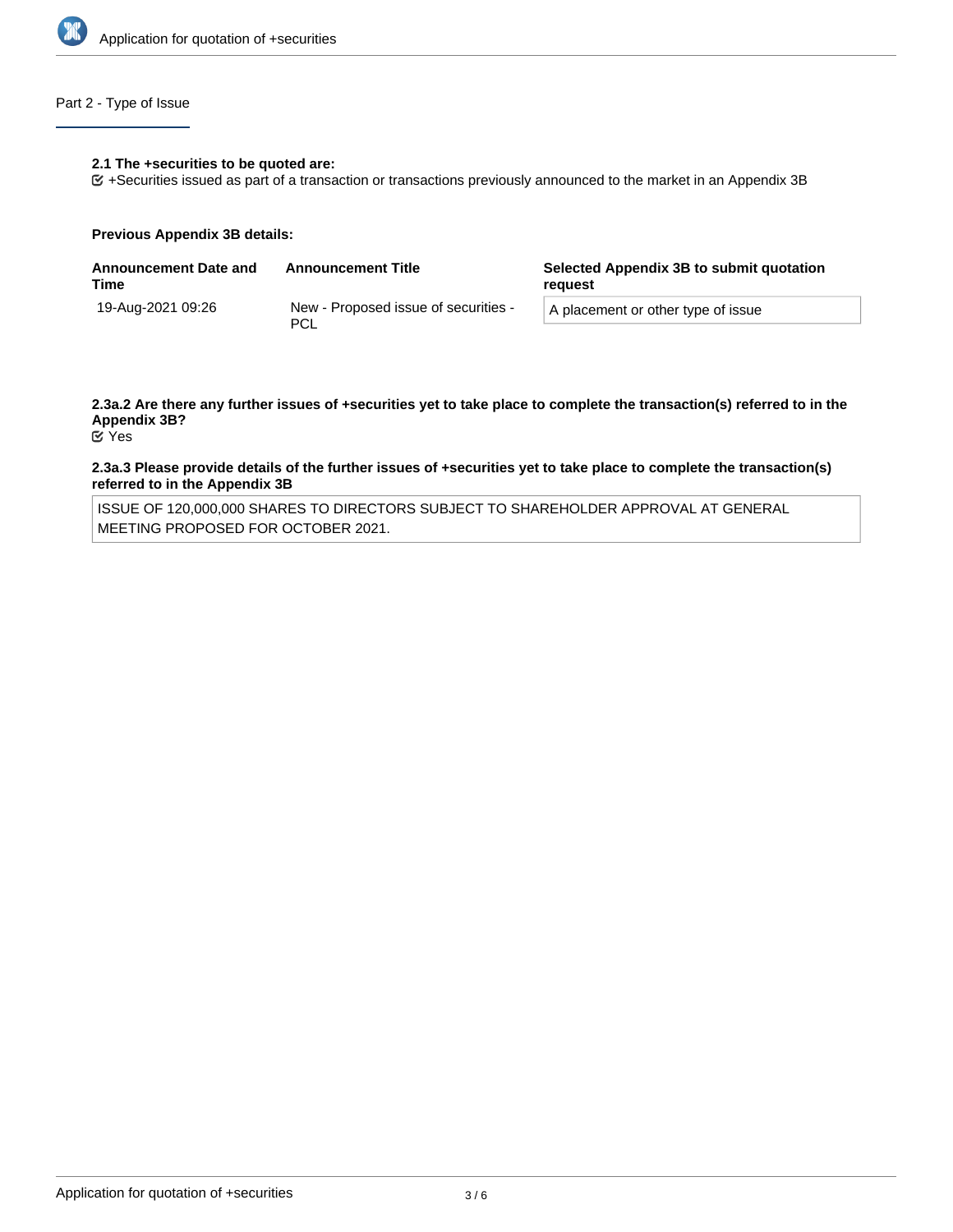## Part 2 - Type of Issue

**2.1 The +securities to be quoted are:**

☑ +Securities issued as part of a transaction or transactions previously announced to the market in an Appendix 3B

**Previous Appendix 3B details:**

| Announcement Date and Time | Announcement Title | Selected Appendix 3B to submit quotation request |
| --- | --- | --- |
| 19-Aug-2021 09:26 | New - Proposed issue of securities - PCL | A placement or other type of issue |

**2.3a.2 Are there any further issues of +securities yet to take place to complete the transaction(s) referred to in the Appendix 3B?**

☑ Yes

**2.3a.3 Please provide details of the further issues of +securities yet to take place to complete the transaction(s) referred to in the Appendix 3B**

ISSUE OF 120,000,000 SHARES TO DIRECTORS SUBJECT TO SHAREHOLDER APPROVAL AT GENERAL MEETING PROPOSED FOR OCTOBER 2021.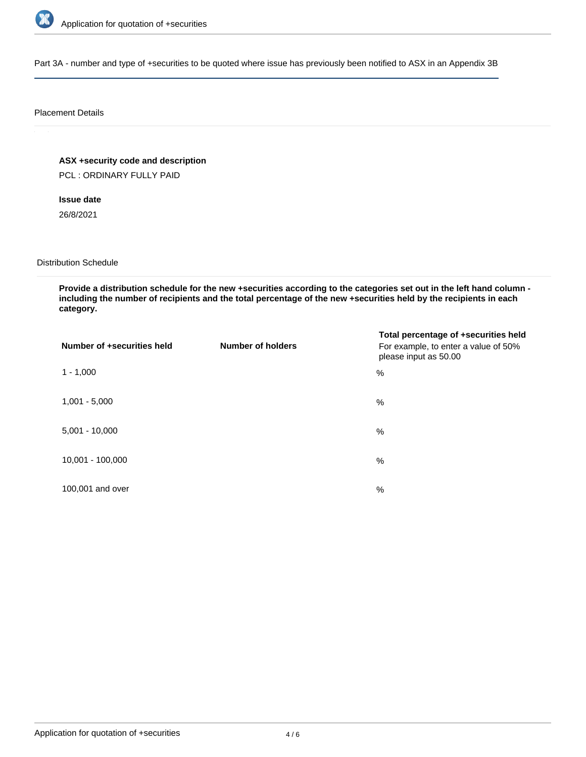Part 3A - number and type of +securities to be quoted where issue has previously been notified to ASX in an Appendix 3B

Placement Details

**ASX +security code and description**

PCL : ORDINARY FULLY PAID

**Issue date**

26/8/2021

Distribution Schedule

**Provide a distribution schedule for the new +securities according to the categories set out in the left hand column - including the number of recipients and the total percentage of the new +securities held by the recipients in each category.**

| Number of +securities held | Number of holders | Total percentage of +securities held For example, to enter a value of 50% please input as 50.00 |
|---|---|---|
| 1 - 1,000 | | % |
| 1,001 - 5,000 | | % |
| 5,001 - 10,000 | | % |
| 10,001 - 100,000 | | % |
| 100,001 and over | | % |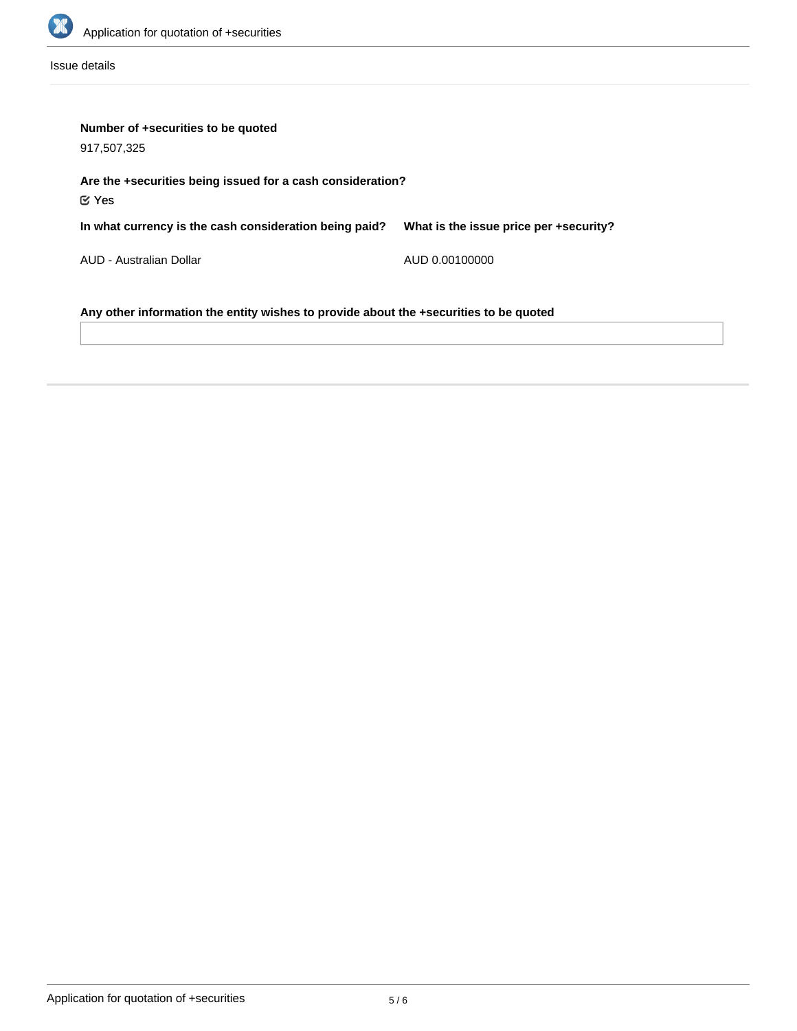Issue details

**Number of +securities to be quoted**

917,507,325

**Are the +securities being issued for a cash consideration?**

☑ Yes

| In what currency is the cash consideration being paid? | What is the issue price per +security? |
|---|---|
| AUD - Australian Dollar | AUD 0.00100000 |

**Any other information the entity wishes to provide about the +securities to be quoted**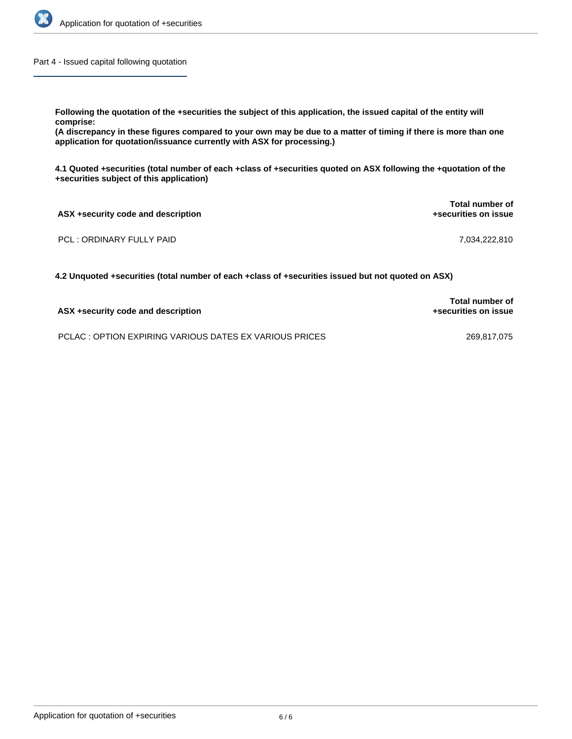## Part 4 - Issued capital following quotation

**Following the quotation of the +securities the subject of this application, the issued capital of the entity will comprise:**
**(A discrepancy in these figures compared to your own may be due to a matter of timing if there is more than one application for quotation/issuance currently with ASX for processing.)**

**4.1 Quoted +securities (total number of each +class of +securities quoted on ASX following the +quotation of the +securities subject of this application)**

| ASX +security code and description | Total number of +securities on issue |
|---|---|
| PCL : ORDINARY FULLY PAID | 7,034,222,810 |

**4.2 Unquoted +securities (total number of each +class of +securities issued but not quoted on ASX)**

| ASX +security code and description | Total number of +securities on issue |
|---|---|
| PCLAC : OPTION EXPIRING VARIOUS DATES EX VARIOUS PRICES | 269,817,075 |